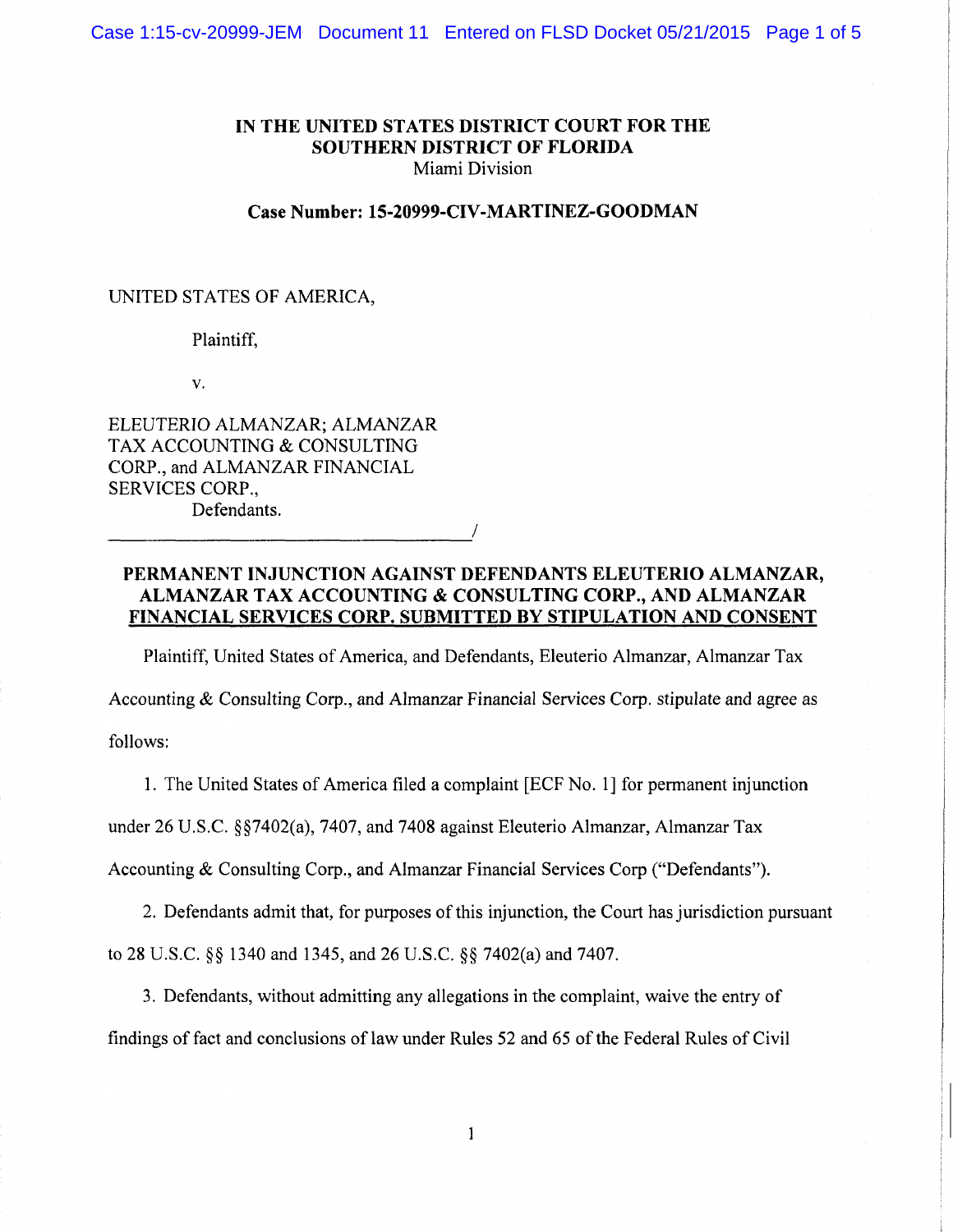**IN THE UNITED STATES DISTRICT COURT FOR THE SOUTHERN DISTRICT OF FLORIDA**
Miami Division

**Case Number: 15-20999-CIV-MARTINEZ-GOODMAN**

UNITED STATES OF AMERICA,

Plaintiff,

v.

ELEUTERIO ALMANZAR; ALMANZAR TAX ACCOUNTING & CONSULTING CORP., and ALMANZAR FINANCIAL SERVICES CORP.,
Defendants.

_______________________________________/

**PERMANENT INJUNCTION AGAINST DEFENDANTS ELEUTERIO ALMANZAR, ALMANZAR TAX ACCOUNTING & CONSULTING CORP., AND ALMANZAR FINANCIAL SERVICES CORP. SUBMITTED BY STIPULATION AND CONSENT**

Plaintiff, United States of America, and Defendants, Eleuterio Almanzar, Almanzar Tax Accounting & Consulting Corp., and Almanzar Financial Services Corp. stipulate and agree as follows:

1. The United States of America filed a complaint [ECF No. 1] for permanent injunction under 26 U.S.C. §§7402(a), 7407, and 7408 against Eleuterio Almanzar, Almanzar Tax Accounting & Consulting Corp., and Almanzar Financial Services Corp ("Defendants").

2. Defendants admit that, for purposes of this injunction, the Court has jurisdiction pursuant to 28 U.S.C. §§ 1340 and 1345, and 26 U.S.C. §§ 7402(a) and 7407.

3. Defendants, without admitting any allegations in the complaint, waive the entry of findings of fact and conclusions of law under Rules 52 and 65 of the Federal Rules of Civil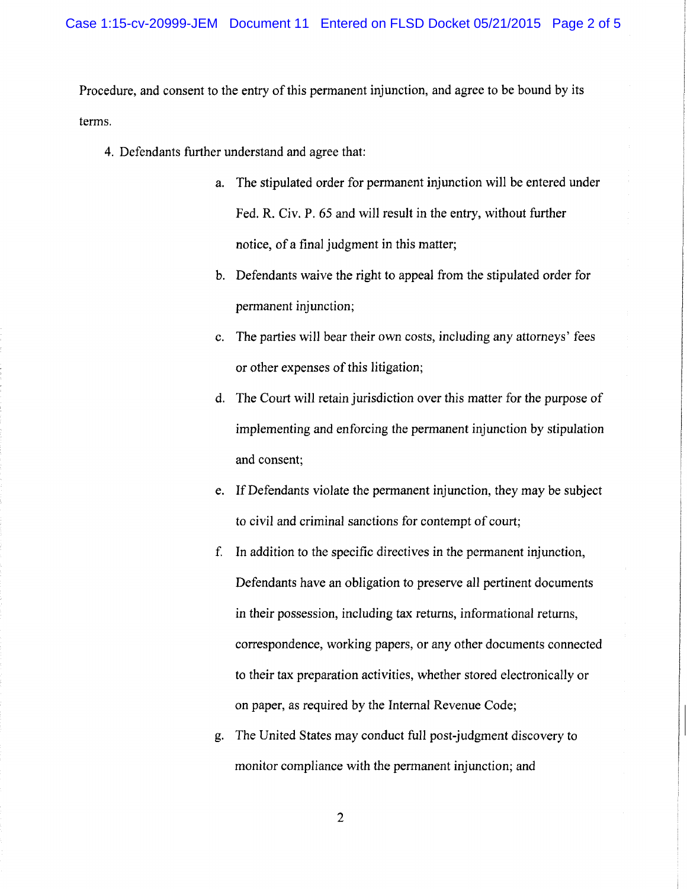Procedure, and consent to the entry of this permanent injunction, and agree to be bound by its terms.

4. Defendants further understand and agree that:

   a. The stipulated order for permanent injunction will be entered under Fed. R. Civ. P. 65 and will result in the entry, without further notice, of a final judgment in this matter;

   b. Defendants waive the right to appeal from the stipulated order for permanent injunction;

   c. The parties will bear their own costs, including any attorneys' fees or other expenses of this litigation;

   d. The Court will retain jurisdiction over this matter for the purpose of implementing and enforcing the permanent injunction by stipulation and consent;

   e. If Defendants violate the permanent injunction, they may be subject to civil and criminal sanctions for contempt of court;

   f. In addition to the specific directives in the permanent injunction, Defendants have an obligation to preserve all pertinent documents in their possession, including tax returns, informational returns, correspondence, working papers, or any other documents connected to their tax preparation activities, whether stored electronically or on paper, as required by the Internal Revenue Code;

   g. The United States may conduct full post-judgment discovery to monitor compliance with the permanent injunction; and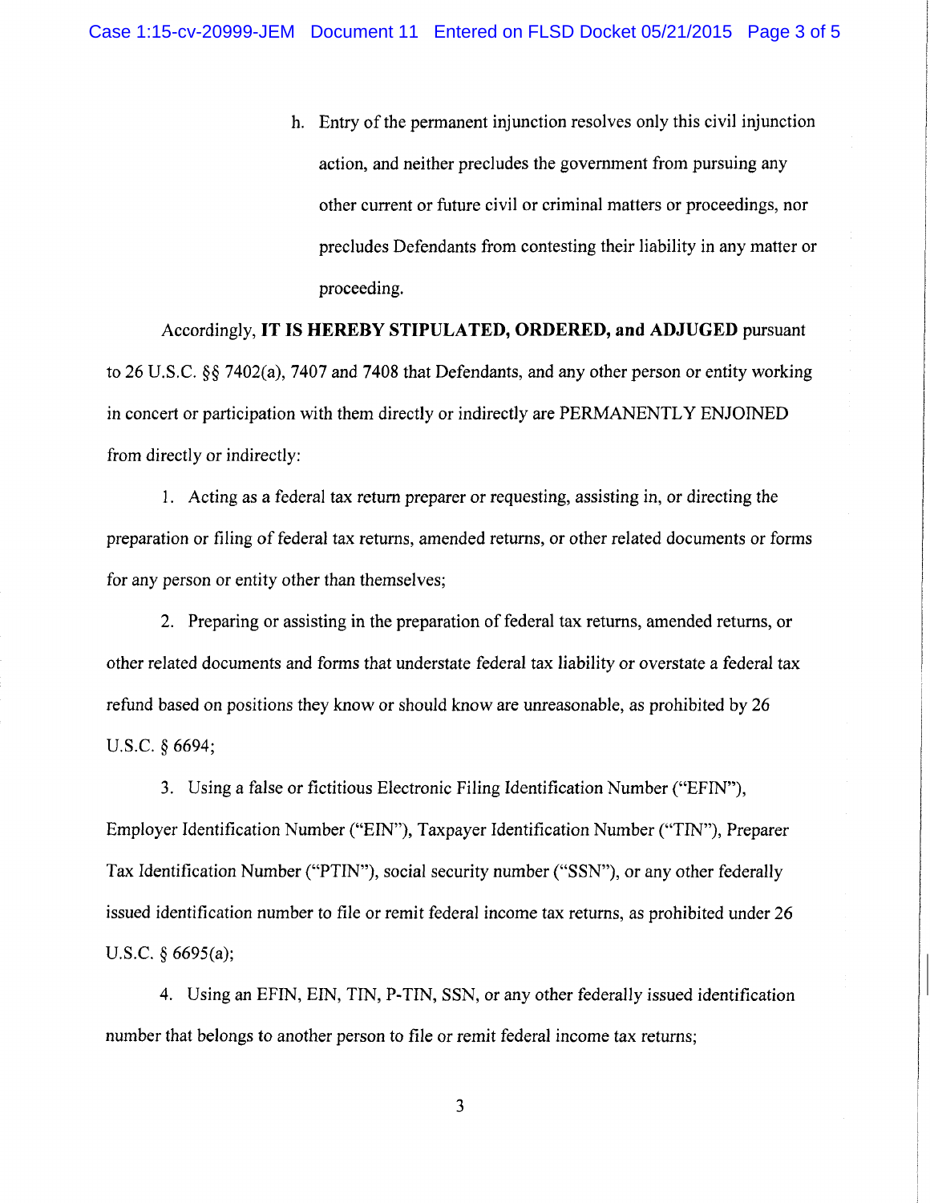h. Entry of the permanent injunction resolves only this civil injunction action, and neither precludes the government from pursuing any other current or future civil or criminal matters or proceedings, nor precludes Defendants from contesting their liability in any matter or proceeding.

Accordingly, **IT IS HEREBY STIPULATED, ORDERED, and ADJUGED** pursuant to 26 U.S.C. §§ 7402(a), 7407 and 7408 that Defendants, and any other person or entity working in concert or participation with them directly or indirectly are PERMANENTLY ENJOINED from directly or indirectly:

1. Acting as a federal tax return preparer or requesting, assisting in, or directing the preparation or filing of federal tax returns, amended returns, or other related documents or forms for any person or entity other than themselves;

2. Preparing or assisting in the preparation of federal tax returns, amended returns, or other related documents and forms that understate federal tax liability or overstate a federal tax refund based on positions they know or should know are unreasonable, as prohibited by 26 U.S.C. § 6694;

3. Using a false or fictitious Electronic Filing Identification Number ("EFIN"), Employer Identification Number ("EIN"), Taxpayer Identification Number ("TIN"), Preparer Tax Identification Number ("PTIN"), social security number ("SSN"), or any other federally issued identification number to file or remit federal income tax returns, as prohibited under 26 U.S.C. § 6695(a);

4. Using an EFIN, EIN, TIN, P-TIN, SSN, or any other federally issued identification number that belongs to another person to file or remit federal income tax returns;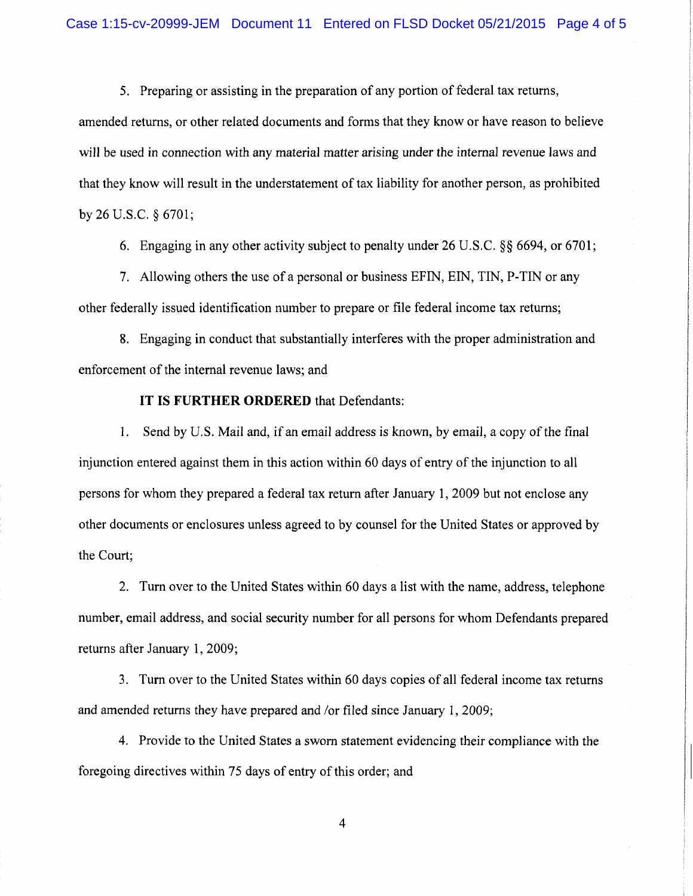5. Preparing or assisting in the preparation of any portion of federal tax returns, amended returns, or other related documents and forms that they know or have reason to believe will be used in connection with any material matter arising under the internal revenue laws and that they know will result in the understatement of tax liability for another person, as prohibited by 26 U.S.C. § 6701;

6. Engaging in any other activity subject to penalty under 26 U.S.C. §§ 6694, or 6701;

7. Allowing others the use of a personal or business EFIN, EIN, TIN, P-TIN or any other federally issued identification number to prepare or file federal income tax returns;

8. Engaging in conduct that substantially interferes with the proper administration and enforcement of the internal revenue laws; and

**IT IS FURTHER ORDERED** that Defendants:

1. Send by U.S. Mail and, if an email address is known, by email, a copy of the final injunction entered against them in this action within 60 days of entry of the injunction to all persons for whom they prepared a federal tax return after January 1, 2009 but not enclose any other documents or enclosures unless agreed to by counsel for the United States or approved by the Court;

2. Turn over to the United States within 60 days a list with the name, address, telephone number, email address, and social security number for all persons for whom Defendants prepared returns after January 1, 2009;

3. Turn over to the United States within 60 days copies of all federal income tax returns and amended returns they have prepared and /or filed since January 1, 2009;

4. Provide to the United States a sworn statement evidencing their compliance with the foregoing directives within 75 days of entry of this order; and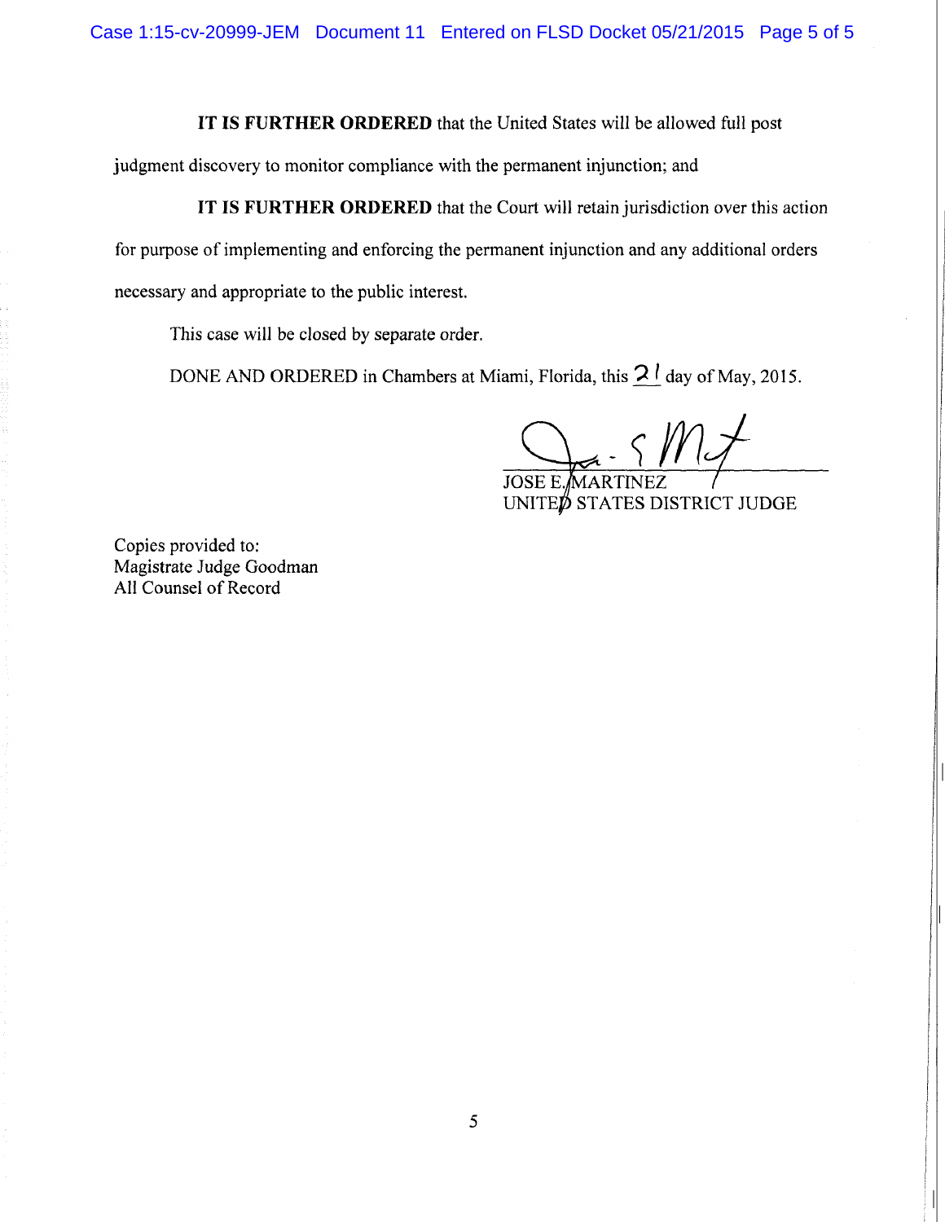**IT IS FURTHER ORDERED** that the United States will be allowed full post judgment discovery to monitor compliance with the permanent injunction; and

**IT IS FURTHER ORDERED** that the Court will retain jurisdiction over this action for purpose of implementing and enforcing the permanent injunction and any additional orders necessary and appropriate to the public interest.

This case will be closed by separate order.

DONE AND ORDERED in Chambers at Miami, Florida, this 21 day of May, 2015.

JOSE E. MARTINEZ
UNITED STATES DISTRICT JUDGE

Copies provided to:
Magistrate Judge Goodman
All Counsel of Record